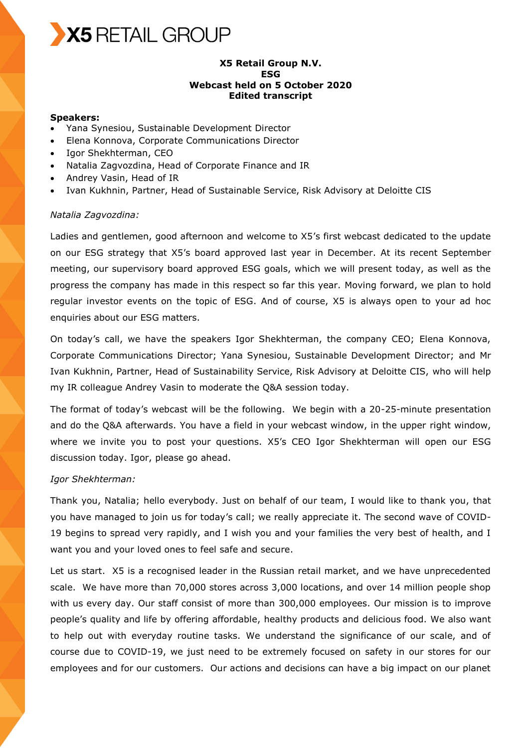**X5 RETAIL GROUP**

**X5 Retail Group N.V.**
**ESG**
**Webcast held on 5 October 2020**
**Edited transcript**

**Speakers:**

- Yana Synesiou, Sustainable Development Director
- Elena Konnova, Corporate Communications Director
- Igor Shekhterman, CEO
- Natalia Zagvozdina, Head of Corporate Finance and IR
- Andrey Vasin, Head of IR
- Ivan Kukhnin, Partner, Head of Sustainable Service, Risk Advisory at Deloitte CIS

*Natalia Zagvozdina:*

Ladies and gentlemen, good afternoon and welcome to X5's first webcast dedicated to the update on our ESG strategy that X5's board approved last year in December. At its recent September meeting, our supervisory board approved ESG goals, which we will present today, as well as the progress the company has made in this respect so far this year. Moving forward, we plan to hold regular investor events on the topic of ESG. And of course, X5 is always open to your ad hoc enquiries about our ESG matters.

On today's call, we have the speakers Igor Shekhterman, the company CEO; Elena Konnova, Corporate Communications Director; Yana Synesiou, Sustainable Development Director; and Mr Ivan Kukhnin, Partner, Head of Sustainability Service, Risk Advisory at Deloitte CIS, who will help my IR colleague Andrey Vasin to moderate the Q&A session today.

The format of today's webcast will be the following. We begin with a 20-25-minute presentation and do the Q&A afterwards. You have a field in your webcast window, in the upper right window, where we invite you to post your questions. X5's CEO Igor Shekhterman will open our ESG discussion today. Igor, please go ahead.

*Igor Shekhterman:*

Thank you, Natalia; hello everybody. Just on behalf of our team, I would like to thank you, that you have managed to join us for today's call; we really appreciate it. The second wave of COVID-19 begins to spread very rapidly, and I wish you and your families the very best of health, and I want you and your loved ones to feel safe and secure.

Let us start. X5 is a recognised leader in the Russian retail market, and we have unprecedented scale. We have more than 70,000 stores across 3,000 locations, and over 14 million people shop with us every day. Our staff consist of more than 300,000 employees. Our mission is to improve people's quality and life by offering affordable, healthy products and delicious food. We also want to help out with everyday routine tasks. We understand the significance of our scale, and of course due to COVID-19, we just need to be extremely focused on safety in our stores for our employees and for our customers. Our actions and decisions can have a big impact on our planet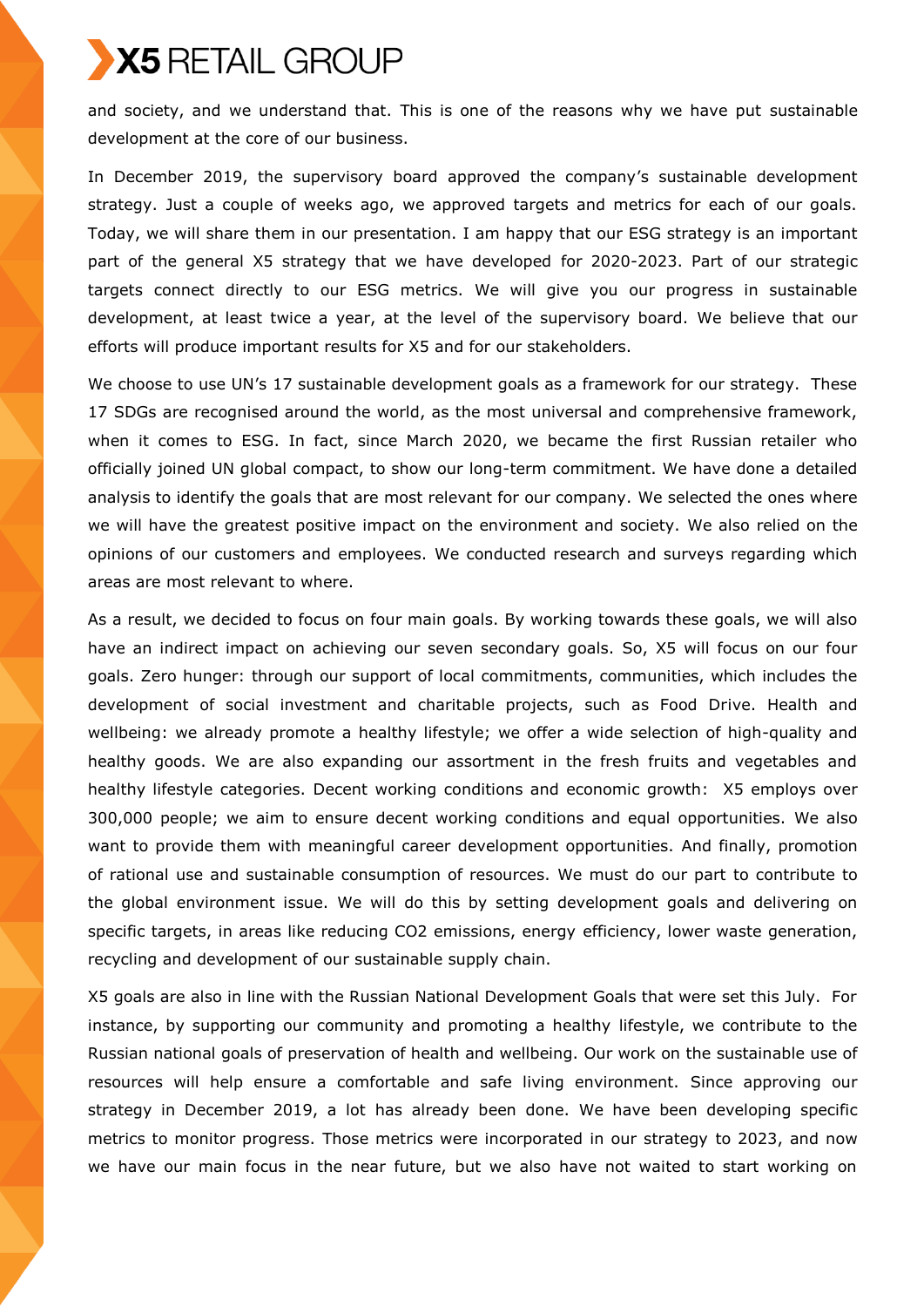and society, and we understand that. This is one of the reasons why we have put sustainable development at the core of our business.

In December 2019, the supervisory board approved the company's sustainable development strategy. Just a couple of weeks ago, we approved targets and metrics for each of our goals. Today, we will share them in our presentation. I am happy that our ESG strategy is an important part of the general X5 strategy that we have developed for 2020-2023. Part of our strategic targets connect directly to our ESG metrics. We will give you our progress in sustainable development, at least twice a year, at the level of the supervisory board. We believe that our efforts will produce important results for X5 and for our stakeholders.

We choose to use UN's 17 sustainable development goals as a framework for our strategy. These 17 SDGs are recognised around the world, as the most universal and comprehensive framework, when it comes to ESG. In fact, since March 2020, we became the first Russian retailer who officially joined UN global compact, to show our long-term commitment. We have done a detailed analysis to identify the goals that are most relevant for our company. We selected the ones where we will have the greatest positive impact on the environment and society. We also relied on the opinions of our customers and employees. We conducted research and surveys regarding which areas are most relevant to where.

As a result, we decided to focus on four main goals. By working towards these goals, we will also have an indirect impact on achieving our seven secondary goals. So, X5 will focus on our four goals. Zero hunger: through our support of local commitments, communities, which includes the development of social investment and charitable projects, such as Food Drive. Health and wellbeing: we already promote a healthy lifestyle; we offer a wide selection of high-quality and healthy goods. We are also expanding our assortment in the fresh fruits and vegetables and healthy lifestyle categories. Decent working conditions and economic growth: X5 employs over 300,000 people; we aim to ensure decent working conditions and equal opportunities. We also want to provide them with meaningful career development opportunities. And finally, promotion of rational use and sustainable consumption of resources. We must do our part to contribute to the global environment issue. We will do this by setting development goals and delivering on specific targets, in areas like reducing $CO_2$ emissions, energy efficiency, lower waste generation, recycling and development of our sustainable supply chain.

X5 goals are also in line with the Russian National Development Goals that were set this July. For instance, by supporting our community and promoting a healthy lifestyle, we contribute to the Russian national goals of preservation of health and wellbeing. Our work on the sustainable use of resources will help ensure a comfortable and safe living environment. Since approving our strategy in December 2019, a lot has already been done. We have been developing specific metrics to monitor progress. Those metrics were incorporated in our strategy to 2023, and now we have our main focus in the near future, but we also have not waited to start working on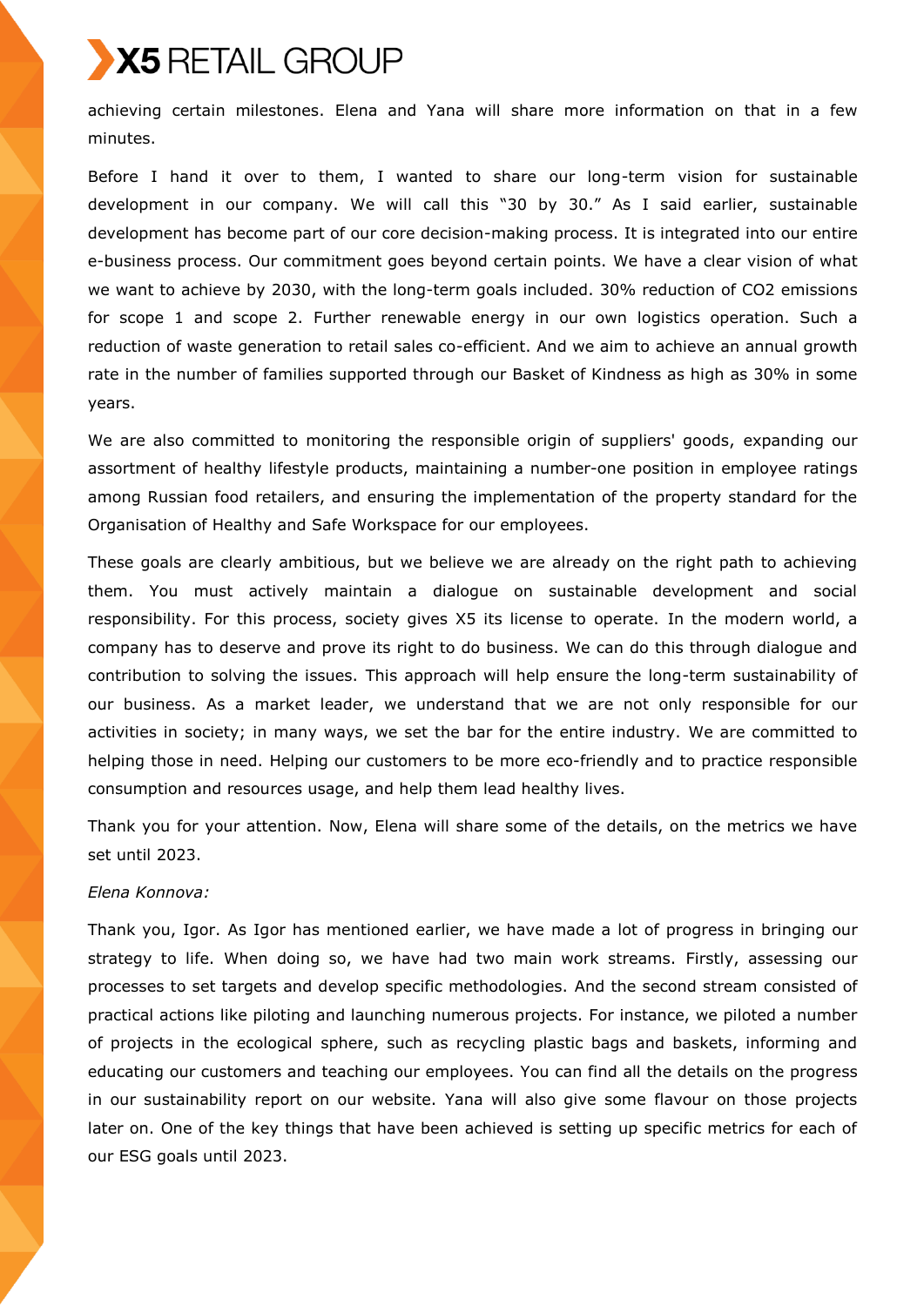achieving certain milestones. Elena and Yana will share more information on that in a few minutes.

Before I hand it over to them, I wanted to share our long-term vision for sustainable development in our company. We will call this "30 by 30." As I said earlier, sustainable development has become part of our core decision-making process. It is integrated into our entire e-business process. Our commitment goes beyond certain points. We have a clear vision of what we want to achieve by 2030, with the long-term goals included. 30% reduction of $CO_2$ emissions for scope 1 and scope 2. Further renewable energy in our own logistics operation. Such a reduction of waste generation to retail sales co-efficient. And we aim to achieve an annual growth rate in the number of families supported through our Basket of Kindness as high as 30% in some years.

We are also committed to monitoring the responsible origin of suppliers' goods, expanding our assortment of healthy lifestyle products, maintaining a number-one position in employee ratings among Russian food retailers, and ensuring the implementation of the property standard for the Organisation of Healthy and Safe Workspace for our employees.

These goals are clearly ambitious, but we believe we are already on the right path to achieving them. You must actively maintain a dialogue on sustainable development and social responsibility. For this process, society gives X5 its license to operate. In the modern world, a company has to deserve and prove its right to do business. We can do this through dialogue and contribution to solving the issues. This approach will help ensure the long-term sustainability of our business. As a market leader, we understand that we are not only responsible for our activities in society; in many ways, we set the bar for the entire industry. We are committed to helping those in need. Helping our customers to be more eco-friendly and to practice responsible consumption and resources usage, and help them lead healthy lives.

Thank you for your attention. Now, Elena will share some of the details, on the metrics we have set until 2023.

*Elena Konnova:*

Thank you, Igor. As Igor has mentioned earlier, we have made a lot of progress in bringing our strategy to life. When doing so, we have had two main work streams. Firstly, assessing our processes to set targets and develop specific methodologies. And the second stream consisted of practical actions like piloting and launching numerous projects. For instance, we piloted a number of projects in the ecological sphere, such as recycling plastic bags and baskets, informing and educating our customers and teaching our employees. You can find all the details on the progress in our sustainability report on our website. Yana will also give some flavour on those projects later on. One of the key things that have been achieved is setting up specific metrics for each of our ESG goals until 2023.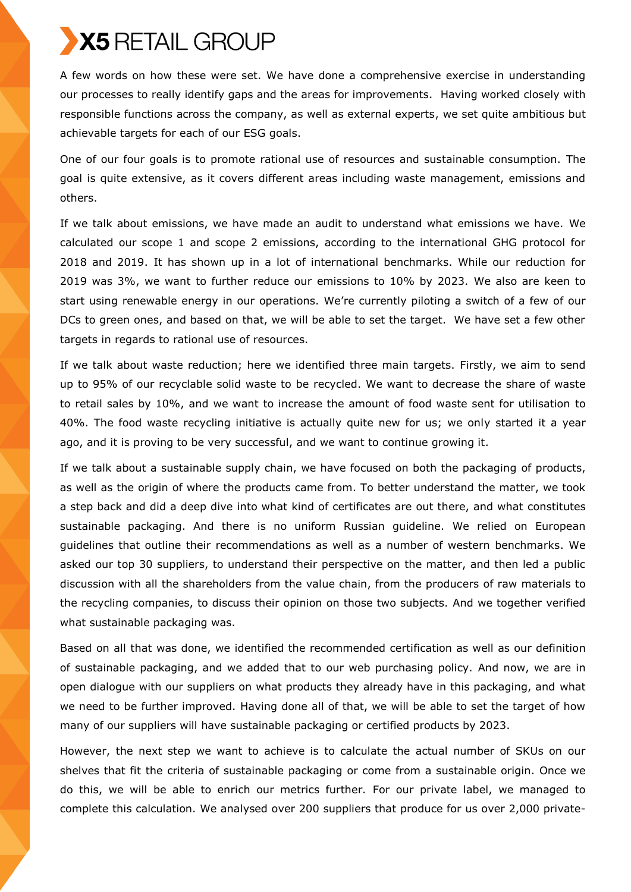A few words on how these were set. We have done a comprehensive exercise in understanding our processes to really identify gaps and the areas for improvements. Having worked closely with responsible functions across the company, as well as external experts, we set quite ambitious but achievable targets for each of our ESG goals.

One of our four goals is to promote rational use of resources and sustainable consumption. The goal is quite extensive, as it covers different areas including waste management, emissions and others.

If we talk about emissions, we have made an audit to understand what emissions we have. We calculated our scope 1 and scope 2 emissions, according to the international GHG protocol for 2018 and 2019. It has shown up in a lot of international benchmarks. While our reduction for 2019 was 3%, we want to further reduce our emissions to 10% by 2023. We also are keen to start using renewable energy in our operations. We're currently piloting a switch of a few of our DCs to green ones, and based on that, we will be able to set the target. We have set a few other targets in regards to rational use of resources.

If we talk about waste reduction; here we identified three main targets. Firstly, we aim to send up to 95% of our recyclable solid waste to be recycled. We want to decrease the share of waste to retail sales by 10%, and we want to increase the amount of food waste sent for utilisation to 40%. The food waste recycling initiative is actually quite new for us; we only started it a year ago, and it is proving to be very successful, and we want to continue growing it.

If we talk about a sustainable supply chain, we have focused on both the packaging of products, as well as the origin of where the products came from. To better understand the matter, we took a step back and did a deep dive into what kind of certificates are out there, and what constitutes sustainable packaging. And there is no uniform Russian guideline. We relied on European guidelines that outline their recommendations as well as a number of western benchmarks. We asked our top 30 suppliers, to understand their perspective on the matter, and then led a public discussion with all the shareholders from the value chain, from the producers of raw materials to the recycling companies, to discuss their opinion on those two subjects. And we together verified what sustainable packaging was.

Based on all that was done, we identified the recommended certification as well as our definition of sustainable packaging, and we added that to our web purchasing policy. And now, we are in open dialogue with our suppliers on what products they already have in this packaging, and what we need to be further improved. Having done all of that, we will be able to set the target of how many of our suppliers will have sustainable packaging or certified products by 2023.

However, the next step we want to achieve is to calculate the actual number of SKUs on our shelves that fit the criteria of sustainable packaging or come from a sustainable origin. Once we do this, we will be able to enrich our metrics further. For our private label, we managed to complete this calculation. We analysed over 200 suppliers that produce for us over 2,000 private-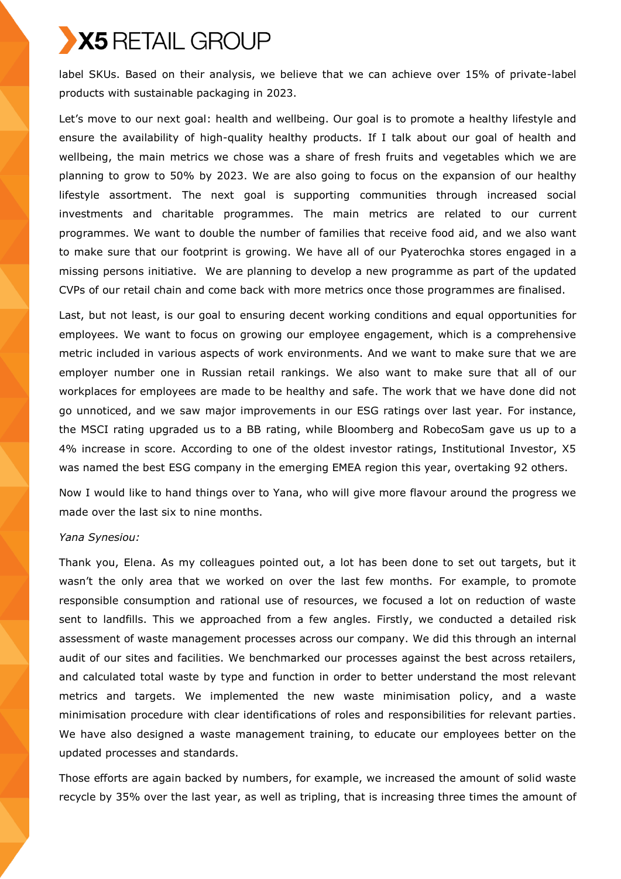label SKUs. Based on their analysis, we believe that we can achieve over 15% of private-label products with sustainable packaging in 2023.

Let's move to our next goal: health and wellbeing. Our goal is to promote a healthy lifestyle and ensure the availability of high-quality healthy products. If I talk about our goal of health and wellbeing, the main metrics we chose was a share of fresh fruits and vegetables which we are planning to grow to 50% by 2023. We are also going to focus on the expansion of our healthy lifestyle assortment. The next goal is supporting communities through increased social investments and charitable programmes. The main metrics are related to our current programmes. We want to double the number of families that receive food aid, and we also want to make sure that our footprint is growing. We have all of our Pyaterochka stores engaged in a missing persons initiative. We are planning to develop a new programme as part of the updated CVPs of our retail chain and come back with more metrics once those programmes are finalised.

Last, but not least, is our goal to ensuring decent working conditions and equal opportunities for employees. We want to focus on growing our employee engagement, which is a comprehensive metric included in various aspects of work environments. And we want to make sure that we are employer number one in Russian retail rankings. We also want to make sure that all of our workplaces for employees are made to be healthy and safe. The work that we have done did not go unnoticed, and we saw major improvements in our ESG ratings over last year. For instance, the MSCI rating upgraded us to a BB rating, while Bloomberg and RobecoSam gave us up to a 4% increase in score. According to one of the oldest investor ratings, Institutional Investor, X5 was named the best ESG company in the emerging EMEA region this year, overtaking 92 others.

Now I would like to hand things over to Yana, who will give more flavour around the progress we made over the last six to nine months.

*Yana Synesiou:*

Thank you, Elena. As my colleagues pointed out, a lot has been done to set out targets, but it wasn't the only area that we worked on over the last few months. For example, to promote responsible consumption and rational use of resources, we focused a lot on reduction of waste sent to landfills. This we approached from a few angles. Firstly, we conducted a detailed risk assessment of waste management processes across our company. We did this through an internal audit of our sites and facilities. We benchmarked our processes against the best across retailers, and calculated total waste by type and function in order to better understand the most relevant metrics and targets. We implemented the new waste minimisation policy, and a waste minimisation procedure with clear identifications of roles and responsibilities for relevant parties. We have also designed a waste management training, to educate our employees better on the updated processes and standards.

Those efforts are again backed by numbers, for example, we increased the amount of solid waste recycle by 35% over the last year, as well as tripling, that is increasing three times the amount of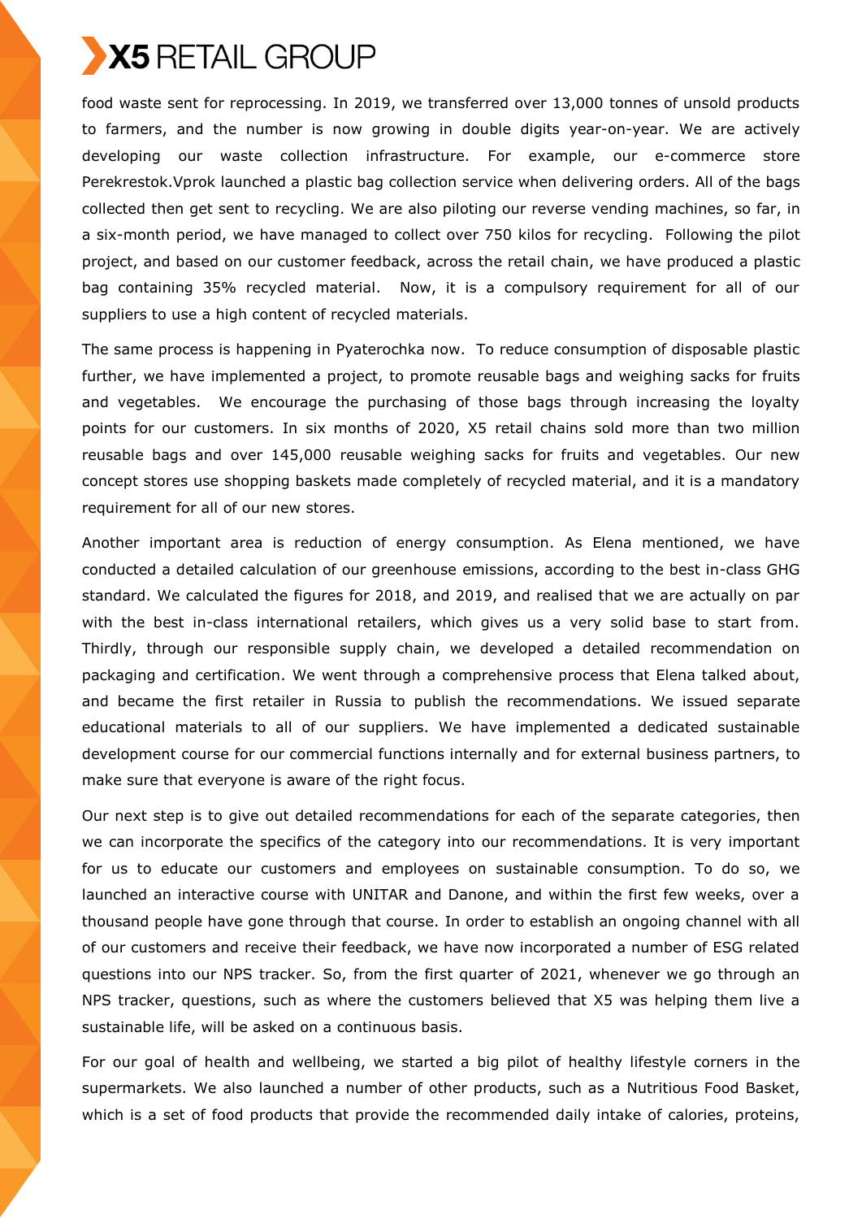food waste sent for reprocessing. In 2019, we transferred over 13,000 tonnes of unsold products to farmers, and the number is now growing in double digits year-on-year. We are actively developing our waste collection infrastructure. For example, our e-commerce store Perekrestok.Vprok launched a plastic bag collection service when delivering orders. All of the bags collected then get sent to recycling. We are also piloting our reverse vending machines, so far, in a six-month period, we have managed to collect over 750 kilos for recycling. Following the pilot project, and based on our customer feedback, across the retail chain, we have produced a plastic bag containing 35% recycled material. Now, it is a compulsory requirement for all of our suppliers to use a high content of recycled materials.

The same process is happening in Pyaterochka now. To reduce consumption of disposable plastic further, we have implemented a project, to promote reusable bags and weighing sacks for fruits and vegetables. We encourage the purchasing of those bags through increasing the loyalty points for our customers. In six months of 2020, X5 retail chains sold more than two million reusable bags and over 145,000 reusable weighing sacks for fruits and vegetables. Our new concept stores use shopping baskets made completely of recycled material, and it is a mandatory requirement for all of our new stores.

Another important area is reduction of energy consumption. As Elena mentioned, we have conducted a detailed calculation of our greenhouse emissions, according to the best in-class GHG standard. We calculated the figures for 2018, and 2019, and realised that we are actually on par with the best in-class international retailers, which gives us a very solid base to start from. Thirdly, through our responsible supply chain, we developed a detailed recommendation on packaging and certification. We went through a comprehensive process that Elena talked about, and became the first retailer in Russia to publish the recommendations. We issued separate educational materials to all of our suppliers. We have implemented a dedicated sustainable development course for our commercial functions internally and for external business partners, to make sure that everyone is aware of the right focus.

Our next step is to give out detailed recommendations for each of the separate categories, then we can incorporate the specifics of the category into our recommendations. It is very important for us to educate our customers and employees on sustainable consumption. To do so, we launched an interactive course with UNITAR and Danone, and within the first few weeks, over a thousand people have gone through that course. In order to establish an ongoing channel with all of our customers and receive their feedback, we have now incorporated a number of ESG related questions into our NPS tracker. So, from the first quarter of 2021, whenever we go through an NPS tracker, questions, such as where the customers believed that X5 was helping them live a sustainable life, will be asked on a continuous basis.

For our goal of health and wellbeing, we started a big pilot of healthy lifestyle corners in the supermarkets. We also launched a number of other products, such as a Nutritious Food Basket, which is a set of food products that provide the recommended daily intake of calories, proteins,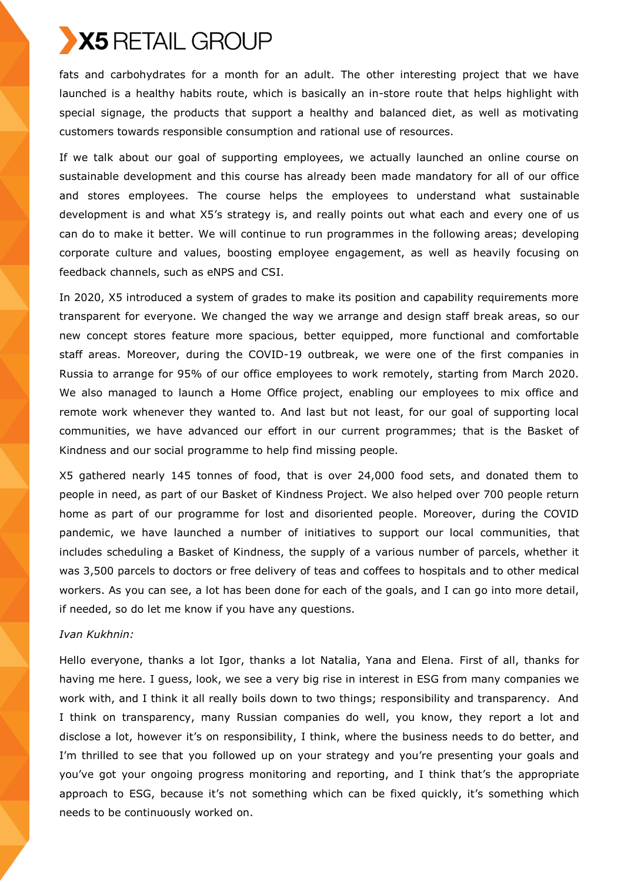fats and carbohydrates for a month for an adult. The other interesting project that we have launched is a healthy habits route, which is basically an in-store route that helps highlight with special signage, the products that support a healthy and balanced diet, as well as motivating customers towards responsible consumption and rational use of resources.

If we talk about our goal of supporting employees, we actually launched an online course on sustainable development and this course has already been made mandatory for all of our office and stores employees. The course helps the employees to understand what sustainable development is and what X5's strategy is, and really points out what each and every one of us can do to make it better. We will continue to run programmes in the following areas; developing corporate culture and values, boosting employee engagement, as well as heavily focusing on feedback channels, such as eNPS and CSI.

In 2020, X5 introduced a system of grades to make its position and capability requirements more transparent for everyone. We changed the way we arrange and design staff break areas, so our new concept stores feature more spacious, better equipped, more functional and comfortable staff areas. Moreover, during the COVID-19 outbreak, we were one of the first companies in Russia to arrange for 95% of our office employees to work remotely, starting from March 2020. We also managed to launch a Home Office project, enabling our employees to mix office and remote work whenever they wanted to. And last but not least, for our goal of supporting local communities, we have advanced our effort in our current programmes; that is the Basket of Kindness and our social programme to help find missing people.

X5 gathered nearly 145 tonnes of food, that is over 24,000 food sets, and donated them to people in need, as part of our Basket of Kindness Project. We also helped over 700 people return home as part of our programme for lost and disoriented people. Moreover, during the COVID pandemic, we have launched a number of initiatives to support our local communities, that includes scheduling a Basket of Kindness, the supply of a various number of parcels, whether it was 3,500 parcels to doctors or free delivery of teas and coffees to hospitals and to other medical workers. As you can see, a lot has been done for each of the goals, and I can go into more detail, if needed, so do let me know if you have any questions.

*Ivan Kukhnin:*

Hello everyone, thanks a lot Igor, thanks a lot Natalia, Yana and Elena. First of all, thanks for having me here. I guess, look, we see a very big rise in interest in ESG from many companies we work with, and I think it all really boils down to two things; responsibility and transparency. And I think on transparency, many Russian companies do well, you know, they report a lot and disclose a lot, however it's on responsibility, I think, where the business needs to do better, and I'm thrilled to see that you followed up on your strategy and you're presenting your goals and you've got your ongoing progress monitoring and reporting, and I think that's the appropriate approach to ESG, because it's not something which can be fixed quickly, it's something which needs to be continuously worked on.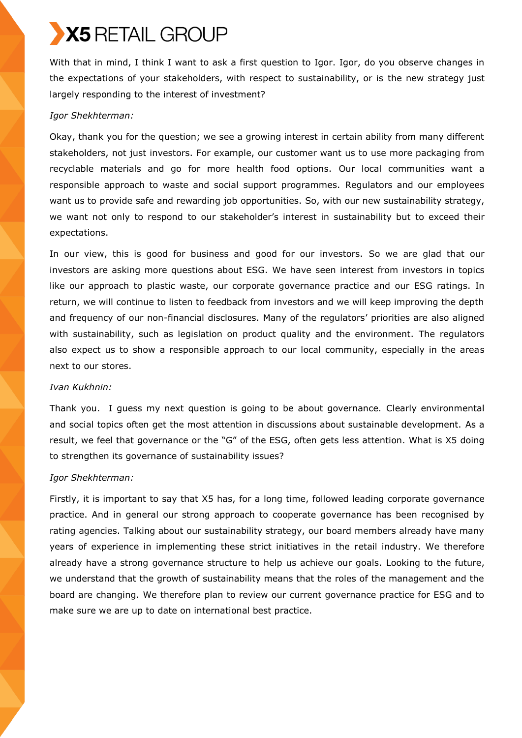With that in mind, I think I want to ask a first question to Igor. Igor, do you observe changes in the expectations of your stakeholders, with respect to sustainability, or is the new strategy just largely responding to the interest of investment?

*Igor Shekhterman:*

Okay, thank you for the question; we see a growing interest in certain ability from many different stakeholders, not just investors. For example, our customer want us to use more packaging from recyclable materials and go for more health food options. Our local communities want a responsible approach to waste and social support programmes. Regulators and our employees want us to provide safe and rewarding job opportunities. So, with our new sustainability strategy, we want not only to respond to our stakeholder's interest in sustainability but to exceed their expectations.

In our view, this is good for business and good for our investors. So we are glad that our investors are asking more questions about ESG. We have seen interest from investors in topics like our approach to plastic waste, our corporate governance practice and our ESG ratings. In return, we will continue to listen to feedback from investors and we will keep improving the depth and frequency of our non-financial disclosures. Many of the regulators' priorities are also aligned with sustainability, such as legislation on product quality and the environment. The regulators also expect us to show a responsible approach to our local community, especially in the areas next to our stores.

*Ivan Kukhnin:*

Thank you. I guess my next question is going to be about governance. Clearly environmental and social topics often get the most attention in discussions about sustainable development. As a result, we feel that governance or the "G" of the ESG, often gets less attention. What is X5 doing to strengthen its governance of sustainability issues?

*Igor Shekhterman:*

Firstly, it is important to say that X5 has, for a long time, followed leading corporate governance practice. And in general our strong approach to cooperate governance has been recognised by rating agencies. Talking about our sustainability strategy, our board members already have many years of experience in implementing these strict initiatives in the retail industry. We therefore already have a strong governance structure to help us achieve our goals. Looking to the future, we understand that the growth of sustainability means that the roles of the management and the board are changing. We therefore plan to review our current governance practice for ESG and to make sure we are up to date on international best practice.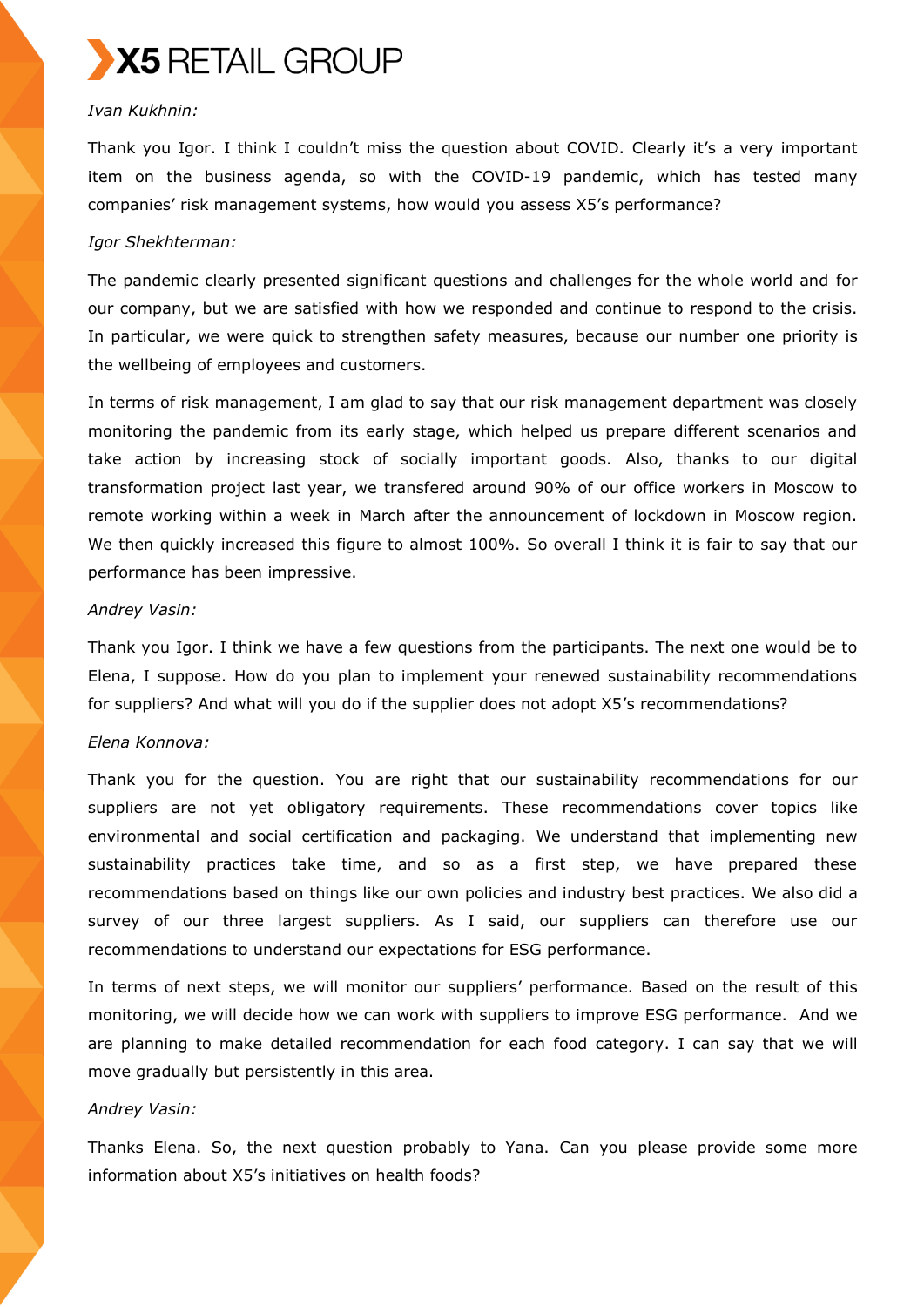*Ivan Kukhnin:*

Thank you Igor. I think I couldn't miss the question about COVID. Clearly it's a very important item on the business agenda, so with the COVID-19 pandemic, which has tested many companies' risk management systems, how would you assess X5's performance?

*Igor Shekhterman:*

The pandemic clearly presented significant questions and challenges for the whole world and for our company, but we are satisfied with how we responded and continue to respond to the crisis. In particular, we were quick to strengthen safety measures, because our number one priority is the wellbeing of employees and customers.

In terms of risk management, I am glad to say that our risk management department was closely monitoring the pandemic from its early stage, which helped us prepare different scenarios and take action by increasing stock of socially important goods. Also, thanks to our digital transformation project last year, we transfered around 90% of our office workers in Moscow to remote working within a week in March after the announcement of lockdown in Moscow region. We then quickly increased this figure to almost 100%. So overall I think it is fair to say that our performance has been impressive.

*Andrey Vasin:*

Thank you Igor. I think we have a few questions from the participants. The next one would be to Elena, I suppose. How do you plan to implement your renewed sustainability recommendations for suppliers? And what will you do if the supplier does not adopt X5's recommendations?

*Elena Konnova:*

Thank you for the question. You are right that our sustainability recommendations for our suppliers are not yet obligatory requirements. These recommendations cover topics like environmental and social certification and packaging. We understand that implementing new sustainability practices take time, and so as a first step, we have prepared these recommendations based on things like our own policies and industry best practices. We also did a survey of our three largest suppliers. As I said, our suppliers can therefore use our recommendations to understand our expectations for ESG performance.

In terms of next steps, we will monitor our suppliers' performance. Based on the result of this monitoring, we will decide how we can work with suppliers to improve ESG performance. And we are planning to make detailed recommendation for each food category. I can say that we will move gradually but persistently in this area.

*Andrey Vasin:*

Thanks Elena. So, the next question probably to Yana. Can you please provide some more information about X5's initiatives on health foods?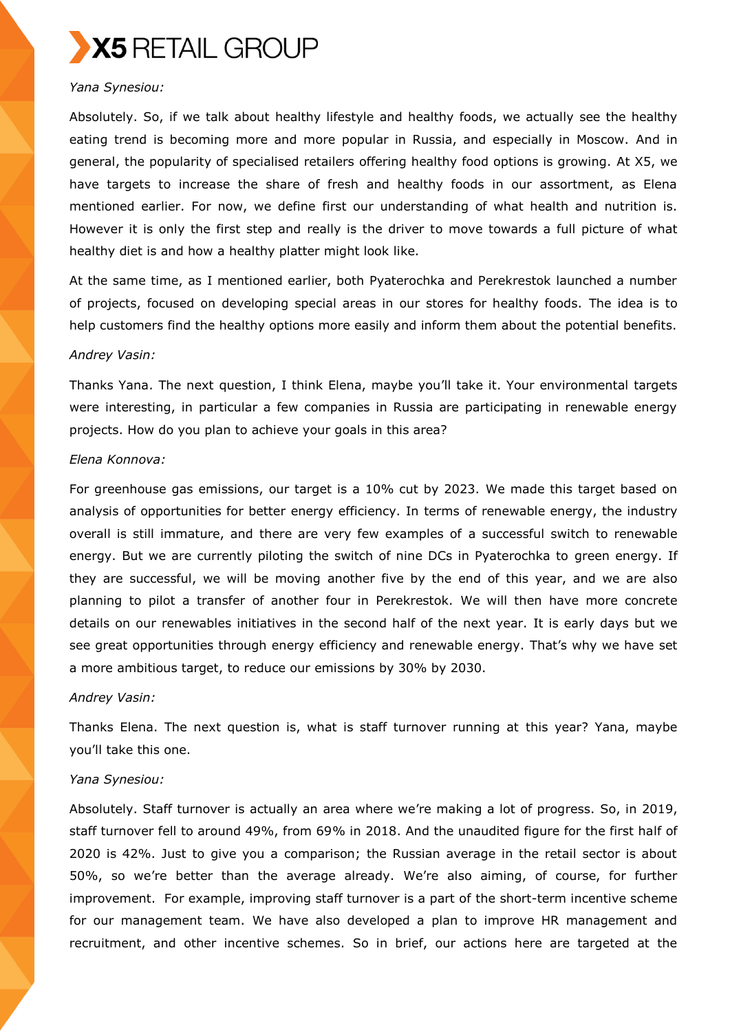*Yana Synesiou:*

Absolutely. So, if we talk about healthy lifestyle and healthy foods, we actually see the healthy eating trend is becoming more and more popular in Russia, and especially in Moscow. And in general, the popularity of specialised retailers offering healthy food options is growing. At X5, we have targets to increase the share of fresh and healthy foods in our assortment, as Elena mentioned earlier. For now, we define first our understanding of what health and nutrition is. However it is only the first step and really is the driver to move towards a full picture of what healthy diet is and how a healthy platter might look like.

At the same time, as I mentioned earlier, both Pyaterochka and Perekrestok launched a number of projects, focused on developing special areas in our stores for healthy foods. The idea is to help customers find the healthy options more easily and inform them about the potential benefits.

*Andrey Vasin:*

Thanks Yana. The next question, I think Elena, maybe you'll take it. Your environmental targets were interesting, in particular a few companies in Russia are participating in renewable energy projects. How do you plan to achieve your goals in this area?

*Elena Konnova:*

For greenhouse gas emissions, our target is a 10% cut by 2023. We made this target based on analysis of opportunities for better energy efficiency. In terms of renewable energy, the industry overall is still immature, and there are very few examples of a successful switch to renewable energy. But we are currently piloting the switch of nine DCs in Pyaterochka to green energy. If they are successful, we will be moving another five by the end of this year, and we are also planning to pilot a transfer of another four in Perekrestok. We will then have more concrete details on our renewables initiatives in the second half of the next year. It is early days but we see great opportunities through energy efficiency and renewable energy. That's why we have set a more ambitious target, to reduce our emissions by 30% by 2030.

*Andrey Vasin:*

Thanks Elena. The next question is, what is staff turnover running at this year? Yana, maybe you'll take this one.

*Yana Synesiou:*

Absolutely. Staff turnover is actually an area where we're making a lot of progress. So, in 2019, staff turnover fell to around 49%, from 69% in 2018. And the unaudited figure for the first half of 2020 is 42%. Just to give you a comparison; the Russian average in the retail sector is about 50%, so we're better than the average already. We're also aiming, of course, for further improvement. For example, improving staff turnover is a part of the short-term incentive scheme for our management team. We have also developed a plan to improve HR management and recruitment, and other incentive schemes. So in brief, our actions here are targeted at the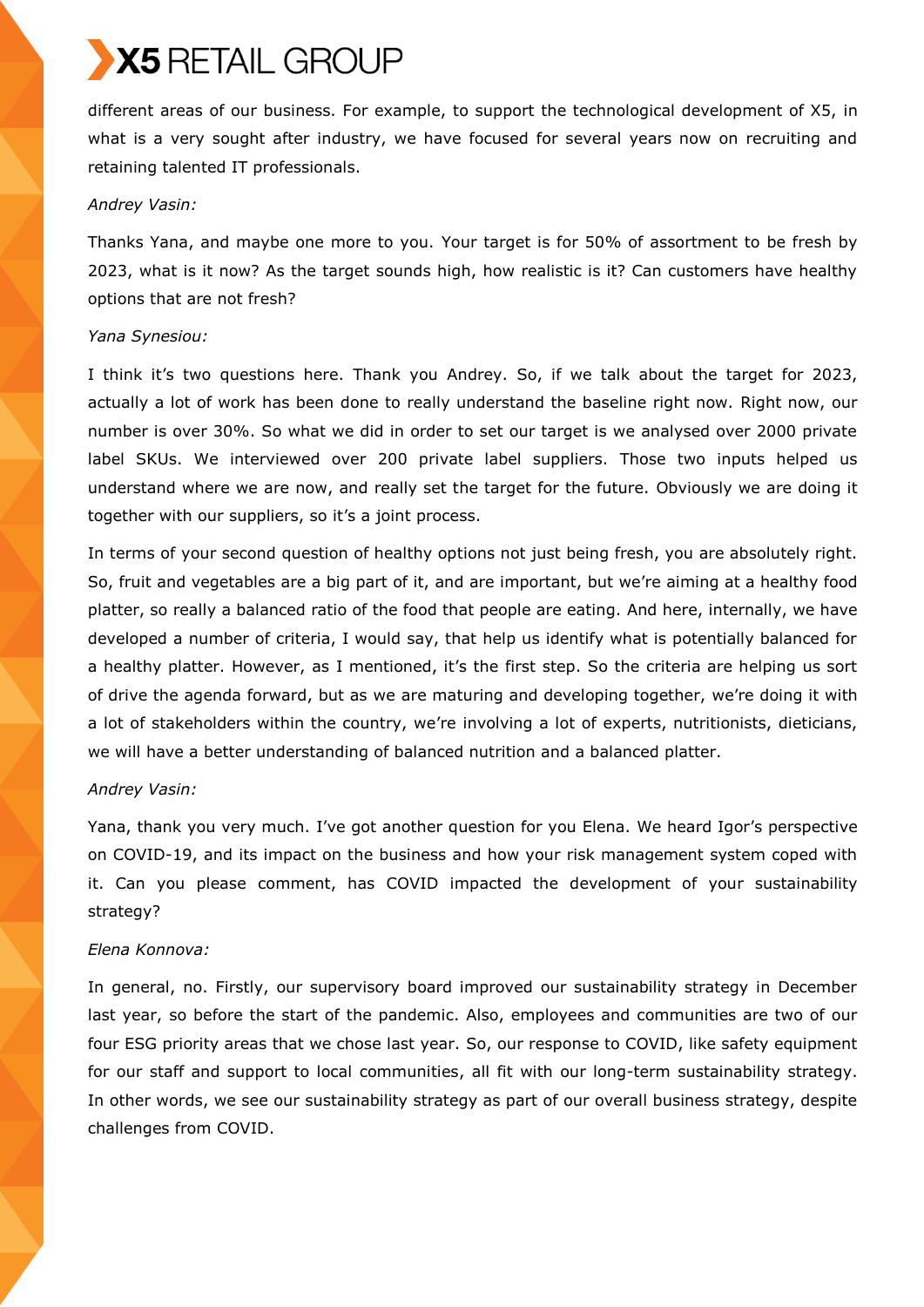different areas of our business. For example, to support the technological development of X5, in what is a very sought after industry, we have focused for several years now on recruiting and retaining talented IT professionals.

*Andrey Vasin:*

Thanks Yana, and maybe one more to you. Your target is for 50% of assortment to be fresh by 2023, what is it now? As the target sounds high, how realistic is it? Can customers have healthy options that are not fresh?

*Yana Synesiou:*

I think it's two questions here. Thank you Andrey. So, if we talk about the target for 2023, actually a lot of work has been done to really understand the baseline right now. Right now, our number is over 30%. So what we did in order to set our target is we analysed over 2000 private label SKUs. We interviewed over 200 private label suppliers. Those two inputs helped us understand where we are now, and really set the target for the future. Obviously we are doing it together with our suppliers, so it's a joint process.

In terms of your second question of healthy options not just being fresh, you are absolutely right. So, fruit and vegetables are a big part of it, and are important, but we're aiming at a healthy food platter, so really a balanced ratio of the food that people are eating. And here, internally, we have developed a number of criteria, I would say, that help us identify what is potentially balanced for a healthy platter. However, as I mentioned, it's the first step. So the criteria are helping us sort of drive the agenda forward, but as we are maturing and developing together, we're doing it with a lot of stakeholders within the country, we're involving a lot of experts, nutritionists, dieticians, we will have a better understanding of balanced nutrition and a balanced platter.

*Andrey Vasin:*

Yana, thank you very much. I've got another question for you Elena. We heard Igor's perspective on COVID-19, and its impact on the business and how your risk management system coped with it. Can you please comment, has COVID impacted the development of your sustainability strategy?

*Elena Konnova:*

In general, no. Firstly, our supervisory board improved our sustainability strategy in December last year, so before the start of the pandemic. Also, employees and communities are two of our four ESG priority areas that we chose last year. So, our response to COVID, like safety equipment for our staff and support to local communities, all fit with our long-term sustainability strategy. In other words, we see our sustainability strategy as part of our overall business strategy, despite challenges from COVID.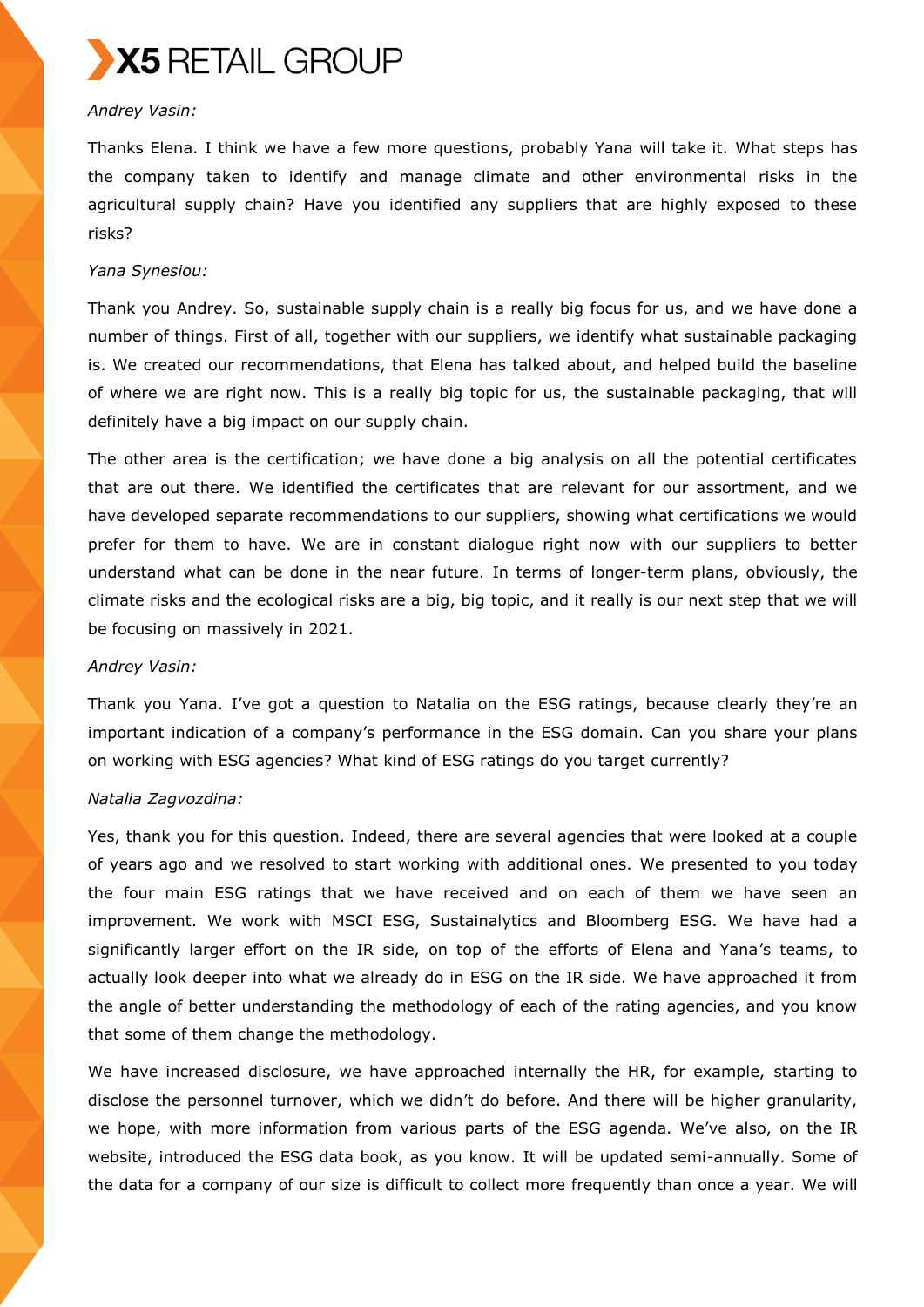*Andrey Vasin:*

Thanks Elena. I think we have a few more questions, probably Yana will take it. What steps has the company taken to identify and manage climate and other environmental risks in the agricultural supply chain? Have you identified any suppliers that are highly exposed to these risks?

*Yana Synesiou:*

Thank you Andrey. So, sustainable supply chain is a really big focus for us, and we have done a number of things. First of all, together with our suppliers, we identify what sustainable packaging is. We created our recommendations, that Elena has talked about, and helped build the baseline of where we are right now. This is a really big topic for us, the sustainable packaging, that will definitely have a big impact on our supply chain.

The other area is the certification; we have done a big analysis on all the potential certificates that are out there. We identified the certificates that are relevant for our assortment, and we have developed separate recommendations to our suppliers, showing what certifications we would prefer for them to have. We are in constant dialogue right now with our suppliers to better understand what can be done in the near future. In terms of longer-term plans, obviously, the climate risks and the ecological risks are a big, big topic, and it really is our next step that we will be focusing on massively in 2021.

*Andrey Vasin:*

Thank you Yana. I've got a question to Natalia on the ESG ratings, because clearly they're an important indication of a company's performance in the ESG domain. Can you share your plans on working with ESG agencies? What kind of ESG ratings do you target currently?

*Natalia Zagvozdina:*

Yes, thank you for this question. Indeed, there are several agencies that were looked at a couple of years ago and we resolved to start working with additional ones. We presented to you today the four main ESG ratings that we have received and on each of them we have seen an improvement. We work with MSCI ESG, Sustainalytics and Bloomberg ESG. We have had a significantly larger effort on the IR side, on top of the efforts of Elena and Yana's teams, to actually look deeper into what we already do in ESG on the IR side. We have approached it from the angle of better understanding the methodology of each of the rating agencies, and you know that some of them change the methodology.

We have increased disclosure, we have approached internally the HR, for example, starting to disclose the personnel turnover, which we didn't do before. And there will be higher granularity, we hope, with more information from various parts of the ESG agenda. We've also, on the IR website, introduced the ESG data book, as you know. It will be updated semi-annually. Some of the data for a company of our size is difficult to collect more frequently than once a year. We will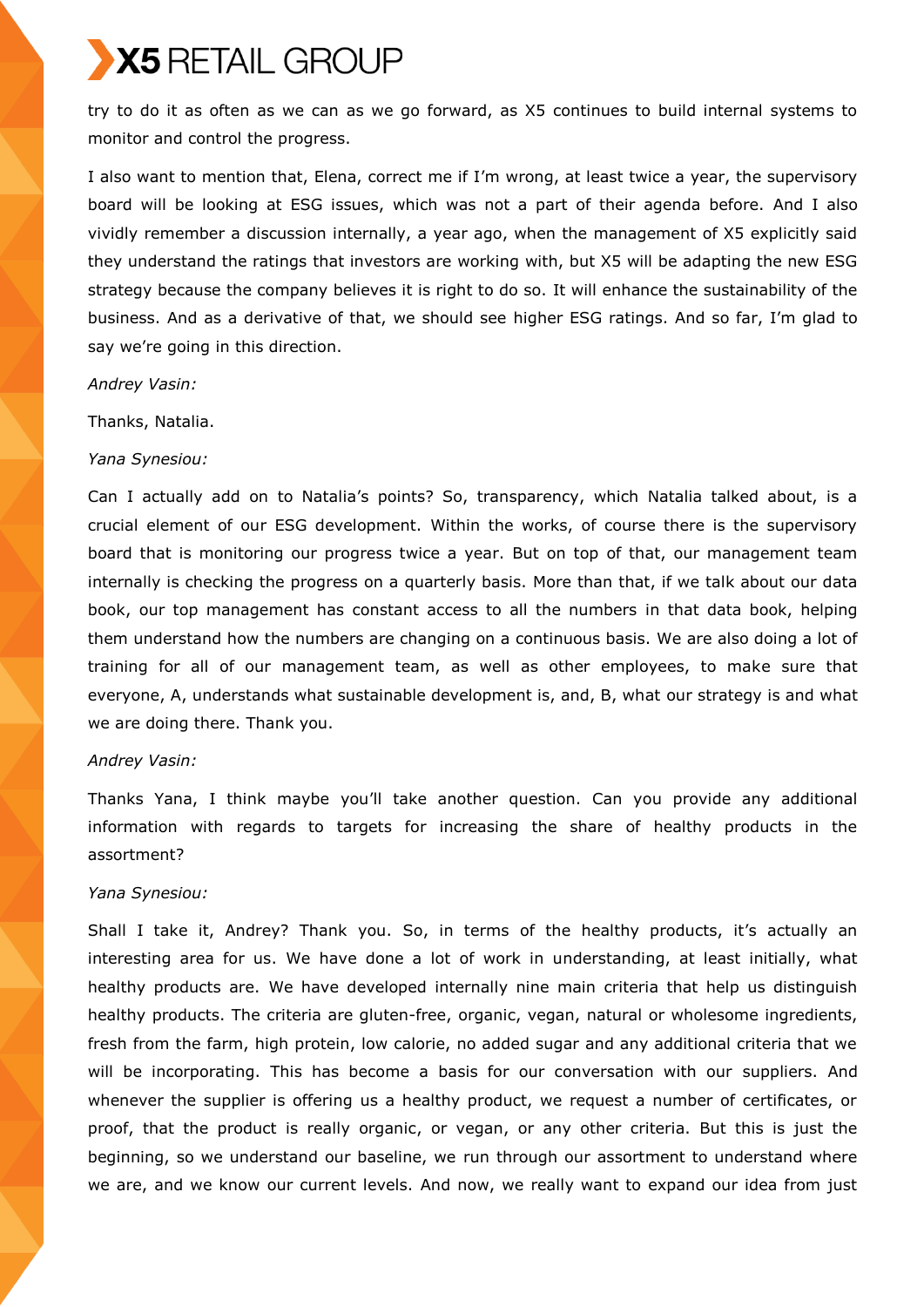try to do it as often as we can as we go forward, as X5 continues to build internal systems to monitor and control the progress.

I also want to mention that, Elena, correct me if I'm wrong, at least twice a year, the supervisory board will be looking at ESG issues, which was not a part of their agenda before. And I also vividly remember a discussion internally, a year ago, when the management of X5 explicitly said they understand the ratings that investors are working with, but X5 will be adapting the new ESG strategy because the company believes it is right to do so. It will enhance the sustainability of the business. And as a derivative of that, we should see higher ESG ratings. And so far, I'm glad to say we're going in this direction.

*Andrey Vasin:*

Thanks, Natalia.

*Yana Synesiou:*

Can I actually add on to Natalia's points? So, transparency, which Natalia talked about, is a crucial element of our ESG development. Within the works, of course there is the supervisory board that is monitoring our progress twice a year. But on top of that, our management team internally is checking the progress on a quarterly basis. More than that, if we talk about our data book, our top management has constant access to all the numbers in that data book, helping them understand how the numbers are changing on a continuous basis. We are also doing a lot of training for all of our management team, as well as other employees, to make sure that everyone, A, understands what sustainable development is, and, B, what our strategy is and what we are doing there. Thank you.

*Andrey Vasin:*

Thanks Yana, I think maybe you'll take another question. Can you provide any additional information with regards to targets for increasing the share of healthy products in the assortment?

*Yana Synesiou:*

Shall I take it, Andrey? Thank you. So, in terms of the healthy products, it's actually an interesting area for us. We have done a lot of work in understanding, at least initially, what healthy products are. We have developed internally nine main criteria that help us distinguish healthy products. The criteria are gluten-free, organic, vegan, natural or wholesome ingredients, fresh from the farm, high protein, low calorie, no added sugar and any additional criteria that we will be incorporating. This has become a basis for our conversation with our suppliers. And whenever the supplier is offering us a healthy product, we request a number of certificates, or proof, that the product is really organic, or vegan, or any other criteria. But this is just the beginning, so we understand our baseline, we run through our assortment to understand where we are, and we know our current levels. And now, we really want to expand our idea from just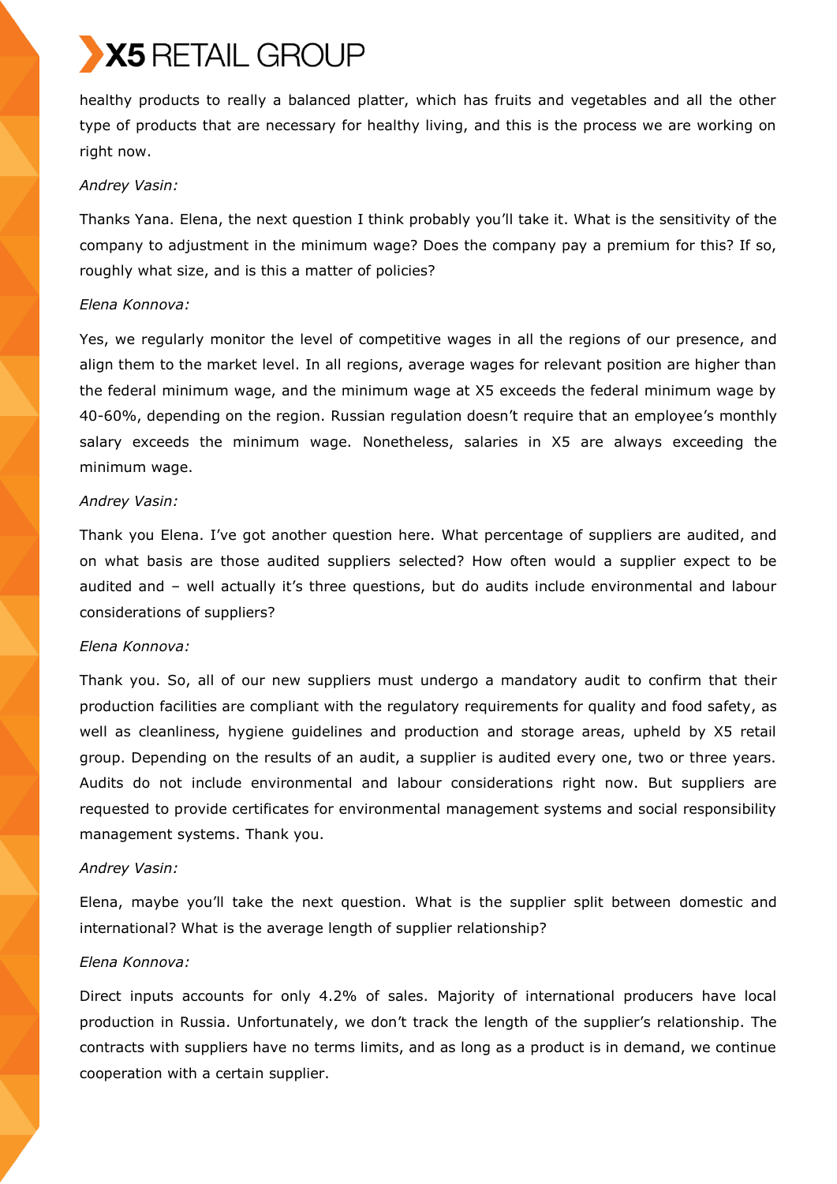healthy products to really a balanced platter, which has fruits and vegetables and all the other type of products that are necessary for healthy living, and this is the process we are working on right now.

*Andrey Vasin:*

Thanks Yana. Elena, the next question I think probably you'll take it. What is the sensitivity of the company to adjustment in the minimum wage? Does the company pay a premium for this? If so, roughly what size, and is this a matter of policies?

*Elena Konnova:*

Yes, we regularly monitor the level of competitive wages in all the regions of our presence, and align them to the market level. In all regions, average wages for relevant position are higher than the federal minimum wage, and the minimum wage at X5 exceeds the federal minimum wage by 40-60%, depending on the region. Russian regulation doesn't require that an employee's monthly salary exceeds the minimum wage. Nonetheless, salaries in X5 are always exceeding the minimum wage.

*Andrey Vasin:*

Thank you Elena. I've got another question here. What percentage of suppliers are audited, and on what basis are those audited suppliers selected? How often would a supplier expect to be audited and – well actually it's three questions, but do audits include environmental and labour considerations of suppliers?

*Elena Konnova:*

Thank you. So, all of our new suppliers must undergo a mandatory audit to confirm that their production facilities are compliant with the regulatory requirements for quality and food safety, as well as cleanliness, hygiene guidelines and production and storage areas, upheld by X5 retail group. Depending on the results of an audit, a supplier is audited every one, two or three years. Audits do not include environmental and labour considerations right now. But suppliers are requested to provide certificates for environmental management systems and social responsibility management systems. Thank you.

*Andrey Vasin:*

Elena, maybe you'll take the next question. What is the supplier split between domestic and international? What is the average length of supplier relationship?

*Elena Konnova:*

Direct inputs accounts for only 4.2% of sales. Majority of international producers have local production in Russia. Unfortunately, we don't track the length of the supplier's relationship. The contracts with suppliers have no terms limits, and as long as a product is in demand, we continue cooperation with a certain supplier.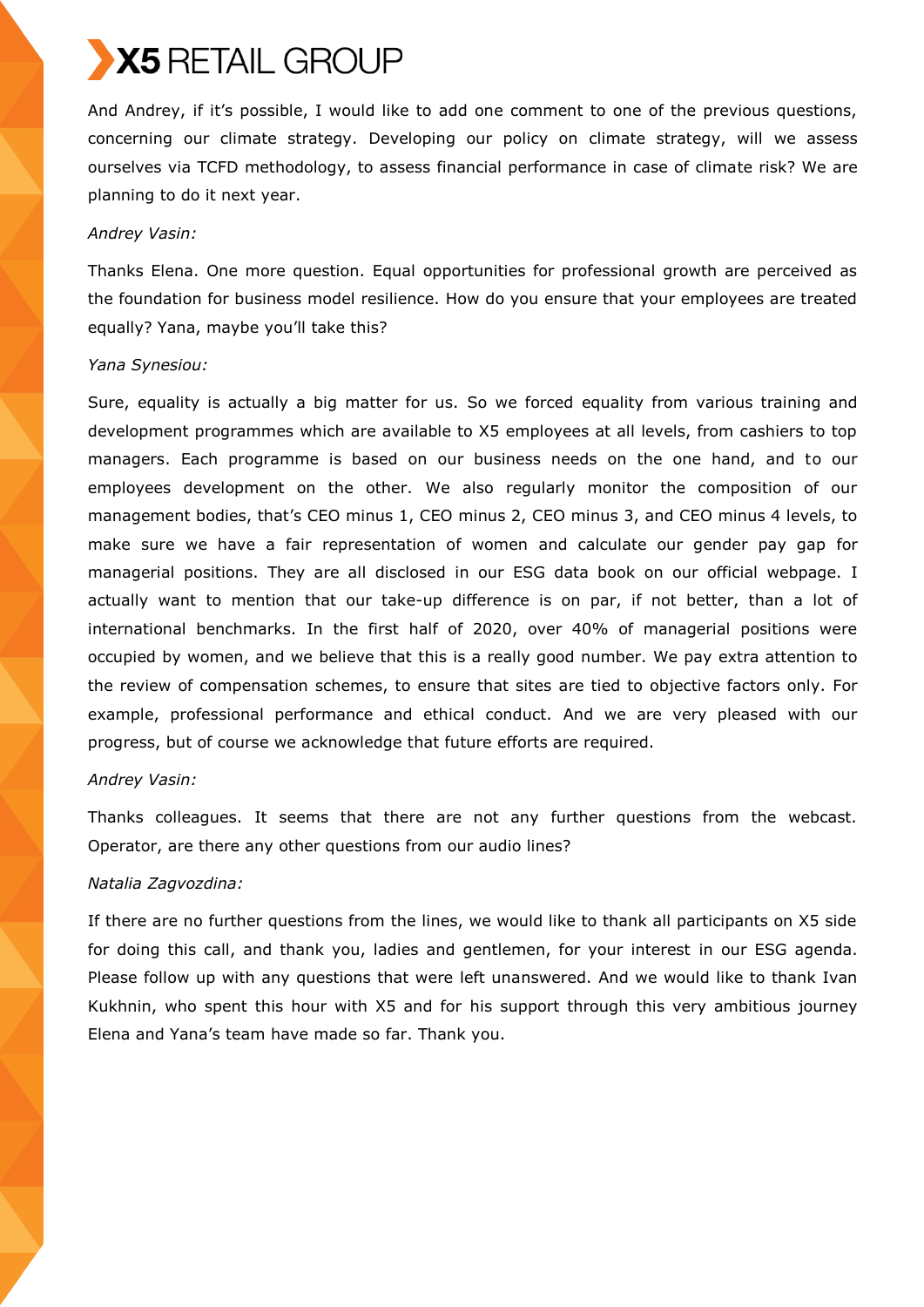And Andrey, if it's possible, I would like to add one comment to one of the previous questions, concerning our climate strategy. Developing our policy on climate strategy, will we assess ourselves via TCFD methodology, to assess financial performance in case of climate risk? We are planning to do it next year.

*Andrey Vasin:*

Thanks Elena. One more question. Equal opportunities for professional growth are perceived as the foundation for business model resilience. How do you ensure that your employees are treated equally? Yana, maybe you'll take this?

*Yana Synesiou:*

Sure, equality is actually a big matter for us. So we forced equality from various training and development programmes which are available to X5 employees at all levels, from cashiers to top managers. Each programme is based on our business needs on the one hand, and to our employees development on the other. We also regularly monitor the composition of our management bodies, that's CEO minus 1, CEO minus 2, CEO minus 3, and CEO minus 4 levels, to make sure we have a fair representation of women and calculate our gender pay gap for managerial positions. They are all disclosed in our ESG data book on our official webpage. I actually want to mention that our take-up difference is on par, if not better, than a lot of international benchmarks. In the first half of 2020, over 40% of managerial positions were occupied by women, and we believe that this is a really good number. We pay extra attention to the review of compensation schemes, to ensure that sites are tied to objective factors only. For example, professional performance and ethical conduct. And we are very pleased with our progress, but of course we acknowledge that future efforts are required.

*Andrey Vasin:*

Thanks colleagues. It seems that there are not any further questions from the webcast. Operator, are there any other questions from our audio lines?

*Natalia Zagvozdina:*

If there are no further questions from the lines, we would like to thank all participants on X5 side for doing this call, and thank you, ladies and gentlemen, for your interest in our ESG agenda. Please follow up with any questions that were left unanswered. And we would like to thank Ivan Kukhnin, who spent this hour with X5 and for his support through this very ambitious journey Elena and Yana's team have made so far. Thank you.